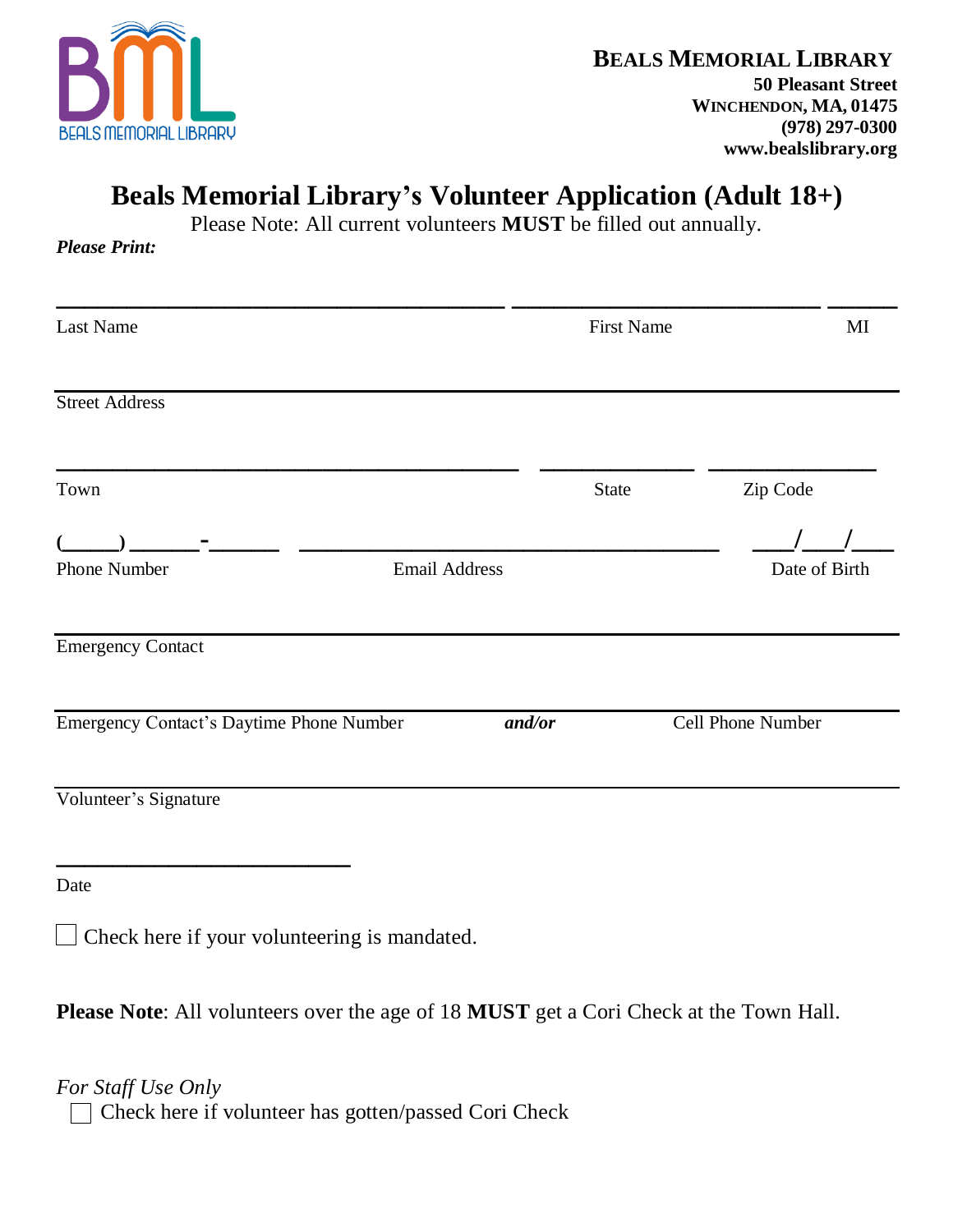BML
BEALS MEMORIAL LIBRARY

**BEALS MEMORIAL LIBRARY**
**50 Pleasant Street**
**WINCHENDON, MA, 01475**
**(978) 297-0300**
**www.bealslibrary.org**

# Beals Memorial Library's Volunteer Application (Adult 18+)

Please Note: All current volunteers **MUST** be filled out annually.

***Please Print:***

______________________________ ______________________ _____
Last Name First Name MI

______________________________________________________________
Street Address

______________________________ __________ __________
Town State Zip Code

(____) ______-______ ______________________________ ___/___/___
Phone Number Email Address Date of Birth

______________________________________________________________
Emergency Contact

______________________________________________________________
Emergency Contact's Daytime Phone Number ***and/or*** Cell Phone Number

______________________________________________________________
Volunteer's Signature

______________________
Date

☐ Check here if your volunteering is mandated.

**Please Note**: All volunteers over the age of 18 **MUST** get a Cori Check at the Town Hall.

*For Staff Use Only*

☐ Check here if volunteer has gotten/passed Cori Check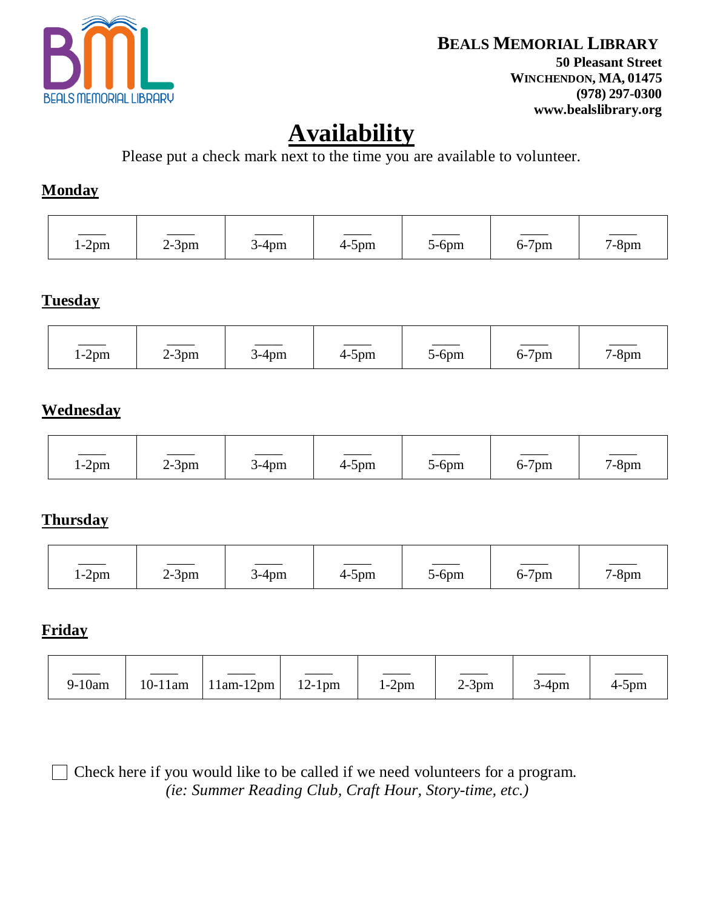**BEALS MEMORIAL LIBRARY**
**50 Pleasant Street**
**WINCHENDON, MA, 01475**
**(978) 297-0300**
**www.bealslibrary.org**

# Availability

Please put a check mark next to the time you are available to volunteer.

## Monday

| | | | | | | |
|---|---|---|---|---|---|---|
| ____ 1-2pm | ____ 2-3pm | ____ 3-4pm | ____ 4-5pm | ____ 5-6pm | ____ 6-7pm | ____ 7-8pm |

## Tuesday

| | | | | | | |
|---|---|---|---|---|---|---|
| ____ 1-2pm | ____ 2-3pm | ____ 3-4pm | ____ 4-5pm | ____ 5-6pm | ____ 6-7pm | ____ 7-8pm |

## Wednesday

| | | | | | | |
|---|---|---|---|---|---|---|
| ____ 1-2pm | ____ 2-3pm | ____ 3-4pm | ____ 4-5pm | ____ 5-6pm | ____ 6-7pm | ____ 7-8pm |

## Thursday

| | | | | | | |
|---|---|---|---|---|---|---|
| ____ 1-2pm | ____ 2-3pm | ____ 3-4pm | ____ 4-5pm | ____ 5-6pm | ____ 6-7pm | ____ 7-8pm |

## Friday

| | | | | | | | |
|---|---|---|---|---|---|---|---|
| ____ 9-10am | ____ 10-11am | ____ 11am-12pm | ____ 12-1pm | ____ 1-2pm | ____ 2-3pm | ____ 3-4pm | ____ 4-5pm |

☐ Check here if you would like to be called if we need volunteers for a program.
*(ie: Summer Reading Club, Craft Hour, Story-time, etc.)*